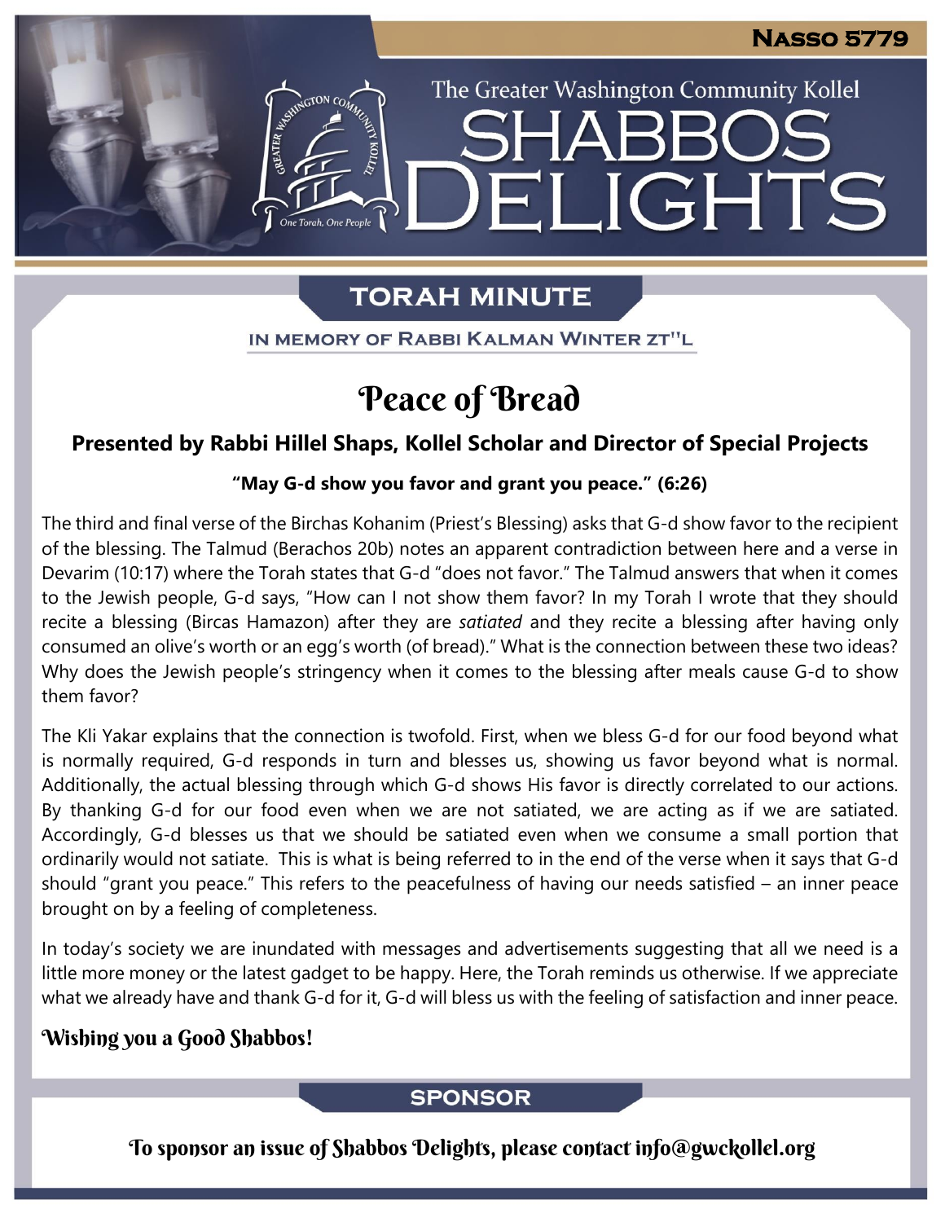Nasso 5779

The Greater Washington Community Kollel

# SHABBOS DELIGHTS

## TORAH MINUTE

IN MEMORY OF RABBI KALMAN WINTER ZT"L

# Peace of Bread

**Presented by Rabbi Hillel Shaps, Kollel Scholar and Director of Special Projects**

**"May G-d show you favor and grant you peace." (6:26)**

The third and final verse of the Birchas Kohanim (Priest's Blessing) asks that G-d show favor to the recipient of the blessing. The Talmud (Berachos 20b) notes an apparent contradiction between here and a verse in Devarim (10:17) where the Torah states that G-d "does not favor." The Talmud answers that when it comes to the Jewish people, G-d says, "How can I not show them favor? In my Torah I wrote that they should recite a blessing (Bircas Hamazon) after they are *satiated* and they recite a blessing after having only consumed an olive's worth or an egg's worth (of bread)." What is the connection between these two ideas? Why does the Jewish people's stringency when it comes to the blessing after meals cause G-d to show them favor?

The Kli Yakar explains that the connection is twofold. First, when we bless G-d for our food beyond what is normally required, G-d responds in turn and blesses us, showing us favor beyond what is normal. Additionally, the actual blessing through which G-d shows His favor is directly correlated to our actions. By thanking G-d for our food even when we are not satiated, we are acting as if we are satiated. Accordingly, G-d blesses us that we should be satiated even when we consume a small portion that ordinarily would not satiate. This is what is being referred to in the end of the verse when it says that G-d should "grant you peace." This refers to the peacefulness of having our needs satisfied – an inner peace brought on by a feeling of completeness.

In today's society we are inundated with messages and advertisements suggesting that all we need is a little more money or the latest gadget to be happy. Here, the Torah reminds us otherwise. If we appreciate what we already have and thank G-d for it, G-d will bless us with the feeling of satisfaction and inner peace.

**Wishing you a Good Shabbos!**

## SPONSOR

To sponsor an issue of Shabbos Delights, please contact info@gwckollel.org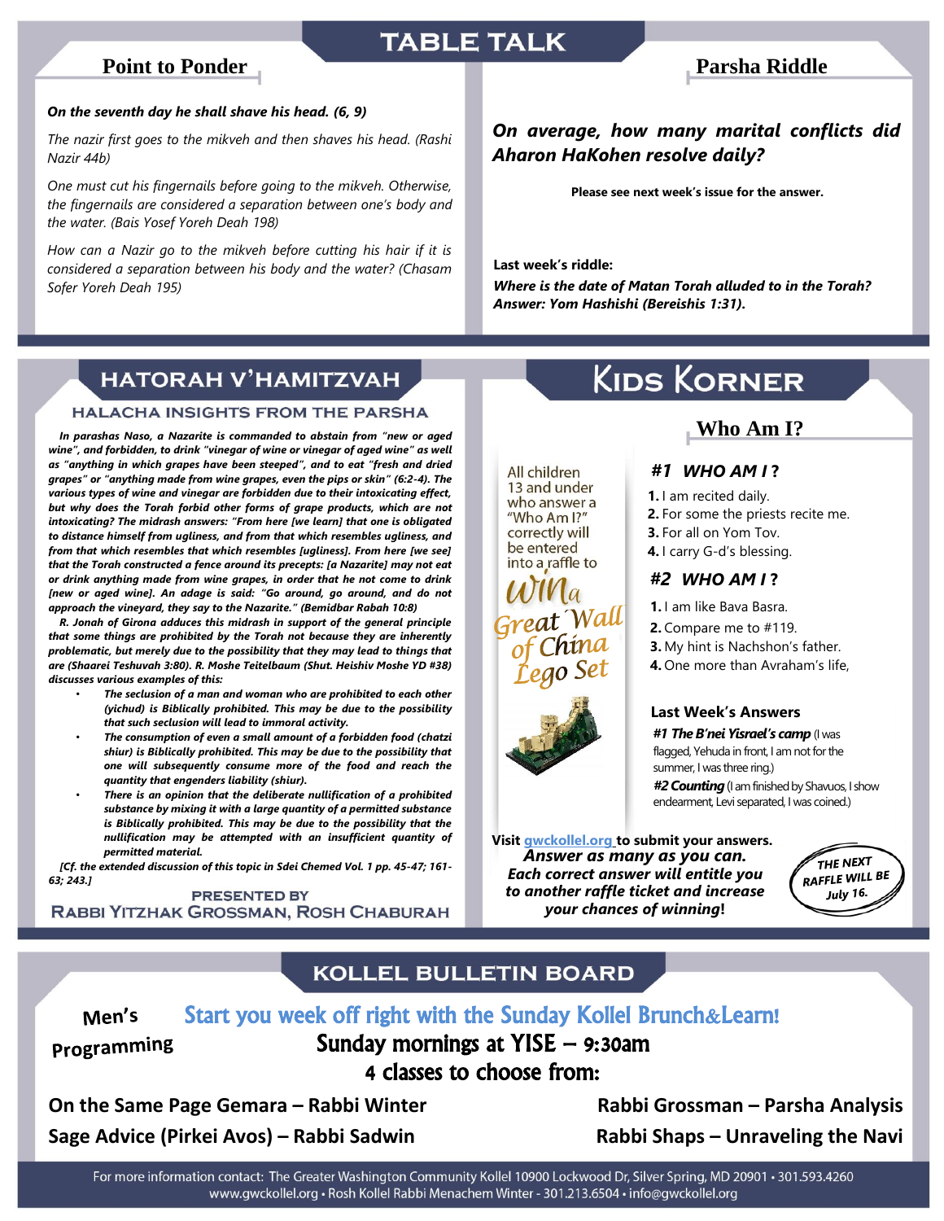# TABLE TALK

## Point to Ponder

***On the seventh day he shall shave his head. (6, 9)***

*The nazir first goes to the mikveh and then shaves his head. (Rashi Nazir 44b)*

*One must cut his fingernails before going to the mikveh. Otherwise, the fingernails are considered a separation between one's body and the water. (Bais Yosef Yoreh Deah 198)*

*How can a Nazir go to the mikveh before cutting his hair if it is considered a separation between his body and the water? (Chasam Sofer Yoreh Deah 195)*

## Parsha Riddle

***On average, how many marital conflicts did Aharon HaKohen resolve daily?***

**Please see next week's issue for the answer.**

**Last week's riddle:**

***Where is the date of Matan Torah alluded to in the Torah?***
***Answer: Yom Hashishi (Bereishis 1:31).***

# HATORAH V'HAMITZVAH

## HALACHA INSIGHTS FROM THE PARSHA

***In parashas Naso, a Nazarite is commanded to abstain from "new or aged wine", and forbidden, to drink "vinegar of wine or vinegar of aged wine" as well as "anything in which grapes have been steeped", and to eat "fresh and dried grapes" or "anything made from wine grapes, even the pips or skin" (6:2-4). The various types of wine and vinegar are forbidden due to their intoxicating effect, but why does the Torah forbid other forms of grape products, which are not intoxicating? The midrash answers: "From here [we learn] that one is obligated to distance himself from ugliness, and from that which resembles ugliness, and from that which resembles that which resembles [ugliness]. From here [we see] that the Torah constructed a fence around its precepts: [a Nazarite] may not eat or drink anything made from wine grapes, in order that he not come to drink [new or aged wine]. An adage is said: "Go around, go around, and do not approach the vineyard, they say to the Nazarite." (Bemidbar Rabah 10:8)***

***R. Jonah of Girona adduces this midrash in support of the general principle that some things are prohibited by the Torah not because they are inherently problematic, but merely due to the possibility that they may lead to things that are (Shaarei Teshuvah 3:80). R. Moshe Teitelbaum (Shut. Heishiv Moshe YD #38) discusses various examples of this:***

- ***The seclusion of a man and woman who are prohibited to each other (yichud) is Biblically prohibited. This may be due to the possibility that such seclusion will lead to immoral activity.***
- ***The consumption of even a small amount of a forbidden food (chatzi shiur) is Biblically prohibited. This may be due to the possibility that one will subsequently consume more of the food and reach the quantity that engenders liability (shiur).***
- ***There is an opinion that the deliberate nullification of a prohibited substance by mixing it with a large quantity of a permitted substance is Biblically prohibited. This may be due to the possibility that the nullification may be attempted with an insufficient quantity of permitted material.***

***[Cf. the extended discussion of this topic in Sdei Chemed Vol. 1 pp. 45-47; 161-63; 243.]***

PRESENTED BY
RABBI YITZHAK GROSSMAN, ROSH CHABURAH

# KIDS KORNER

## Who Am I?

All children 13 and under who answer a "Who Am I?" correctly will be entered into a raffle to

**Win a Great Wall of China Lego Set**

### #1 WHO AM I ?

1. I am recited daily.
2. For some the priests recite me.
3. For all on Yom Tov.
4. I carry G-d's blessing.

### #2 WHO AM I ?

1. I am like Bava Basra.
2. Compare me to #119.
3. My hint is Nachshon's father.
4. One more than Avraham's life,

### Last Week's Answers

***#1 The B'nei Yisrael's camp*** (I was flagged, Yehuda in front, I am not for the summer, I was three ring.)

***#2 Counting*** (I am finished by Shavuos, I show endearment, Levi separated, I was coined.)

**Visit gwckollel.org to submit your answers.**
***Answer as many as you can.***
***Each correct answer will entitle you to another raffle ticket and increase your chances of winning!***

***THE NEXT RAFFLE WILL BE July 16.***

# KOLLEL BULLETIN BOARD

**Men's Programming**

**Start you week off right with the Sunday Kollel Brunch&Learn!**
**Sunday mornings at YISE – 9:30am**
**4 classes to choose from:**

**On the Same Page Gemara – Rabbi Winter**
**Rabbi Grossman – Parsha Analysis**
**Sage Advice (Pirkei Avos) – Rabbi Sadwin**
**Rabbi Shaps – Unraveling the Navi**

For more information contact: The Greater Washington Community Kollel 10900 Lockwood Dr, Silver Spring, MD 20901 • 301.593.4260
www.gwckollel.org • Rosh Kollel Rabbi Menachem Winter - 301.213.6504 • info@gwckollel.org